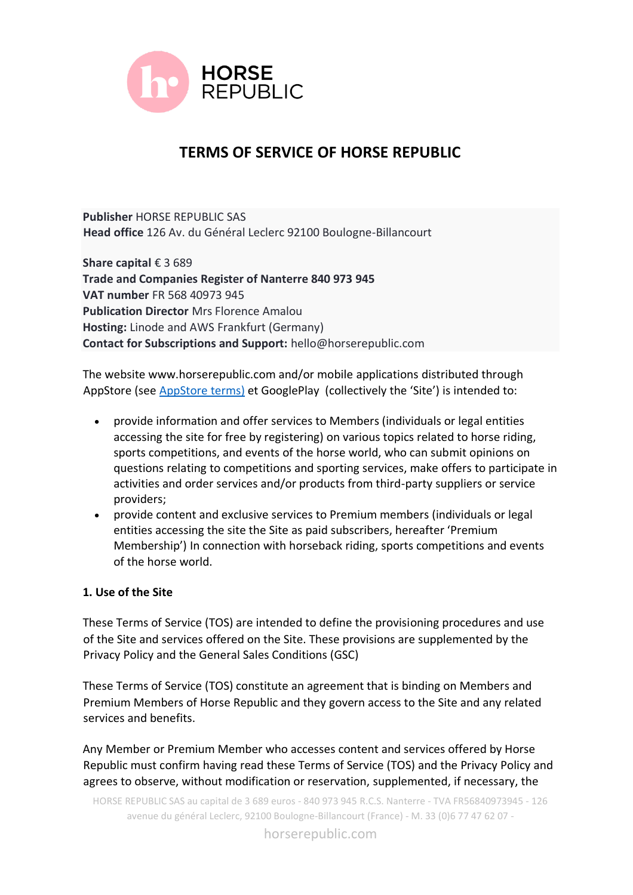# TERMS OF SERVICE OF HORSE REPUBLIC

**Publisher** HORSE REPUBLIC SAS
**Head office** 126 Av. du Général Leclerc 92100 Boulogne-Billancourt

**Share capital** € 3 689
**Trade and Companies Register of Nanterre 840 973 945**
**VAT number** FR 568 40973 945
**Publication Director** Mrs Florence Amalou
**Hosting:** Linode and AWS Frankfurt (Germany)
**Contact for Subscriptions and Support:** hello@horserepublic.com

The website www.horserepublic.com and/or mobile applications distributed through AppStore (see [AppStore terms)](AppStore terms) et GooglePlay (collectively the 'Site') is intended to:

- provide information and offer services to Members (individuals or legal entities accessing the site for free by registering) on various topics related to horse riding, sports competitions, and events of the horse world, who can submit opinions on questions relating to competitions and sporting services, make offers to participate in activities and order services and/or products from third-party suppliers or service providers;
- provide content and exclusive services to Premium members (individuals or legal entities accessing the site the Site as paid subscribers, hereafter 'Premium Membership') In connection with horseback riding, sports competitions and events of the horse world.

## 1. Use of the Site

These Terms of Service (TOS) are intended to define the provisioning procedures and use of the Site and services offered on the Site. These provisions are supplemented by the Privacy Policy and the General Sales Conditions (GSC)

These Terms of Service (TOS) constitute an agreement that is binding on Members and Premium Members of Horse Republic and they govern access to the Site and any related services and benefits.

Any Member or Premium Member who accesses content and services offered by Horse Republic must confirm having read these Terms of Service (TOS) and the Privacy Policy and agrees to observe, without modification or reservation, supplemented, if necessary, the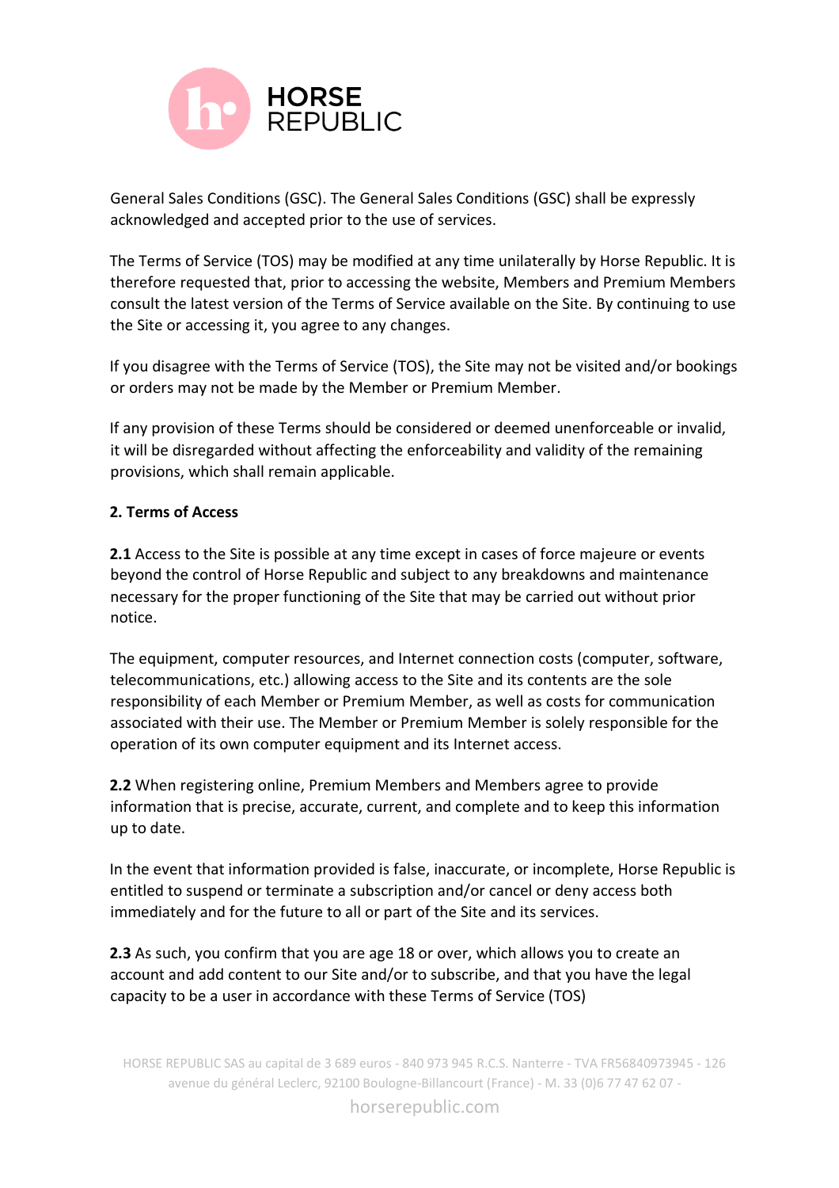General Sales Conditions (GSC). The General Sales Conditions (GSC) shall be expressly acknowledged and accepted prior to the use of services.

The Terms of Service (TOS) may be modified at any time unilaterally by Horse Republic. It is therefore requested that, prior to accessing the website, Members and Premium Members consult the latest version of the Terms of Service available on the Site. By continuing to use the Site or accessing it, you agree to any changes.

If you disagree with the Terms of Service (TOS), the Site may not be visited and/or bookings or orders may not be made by the Member or Premium Member.

If any provision of these Terms should be considered or deemed unenforceable or invalid, it will be disregarded without affecting the enforceability and validity of the remaining provisions, which shall remain applicable.

**2. Terms of Access**

**2.1** Access to the Site is possible at any time except in cases of force majeure or events beyond the control of Horse Republic and subject to any breakdowns and maintenance necessary for the proper functioning of the Site that may be carried out without prior notice.

The equipment, computer resources, and Internet connection costs (computer, software, telecommunications, etc.) allowing access to the Site and its contents are the sole responsibility of each Member or Premium Member, as well as costs for communication associated with their use. The Member or Premium Member is solely responsible for the operation of its own computer equipment and its Internet access.

**2.2** When registering online, Premium Members and Members agree to provide information that is precise, accurate, current, and complete and to keep this information up to date.

In the event that information provided is false, inaccurate, or incomplete, Horse Republic is entitled to suspend or terminate a subscription and/or cancel or deny access both immediately and for the future to all or part of the Site and its services.

**2.3** As such, you confirm that you are age 18 or over, which allows you to create an account and add content to our Site and/or to subscribe, and that you have the legal capacity to be a user in accordance with these Terms of Service (TOS)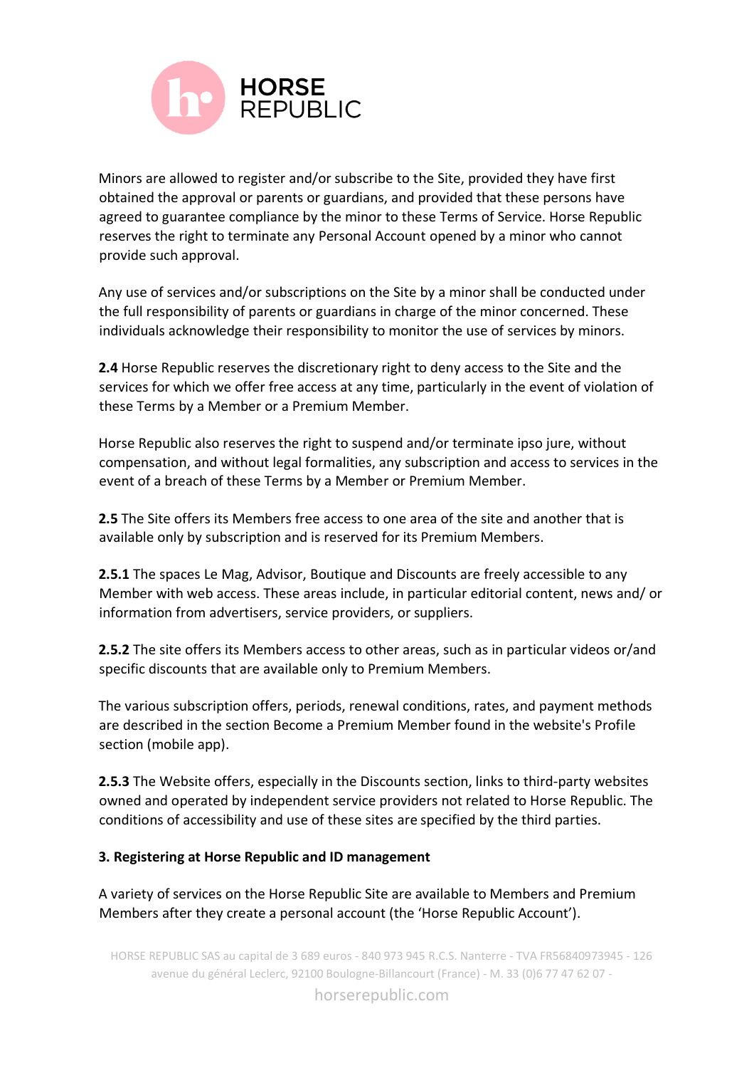Minors are allowed to register and/or subscribe to the Site, provided they have first obtained the approval or parents or guardians, and provided that these persons have agreed to guarantee compliance by the minor to these Terms of Service. Horse Republic reserves the right to terminate any Personal Account opened by a minor who cannot provide such approval.

Any use of services and/or subscriptions on the Site by a minor shall be conducted under the full responsibility of parents or guardians in charge of the minor concerned. These individuals acknowledge their responsibility to monitor the use of services by minors.

**2.4** Horse Republic reserves the discretionary right to deny access to the Site and the services for which we offer free access at any time, particularly in the event of violation of these Terms by a Member or a Premium Member.

Horse Republic also reserves the right to suspend and/or terminate ipso jure, without compensation, and without legal formalities, any subscription and access to services in the event of a breach of these Terms by a Member or Premium Member.

**2.5** The Site offers its Members free access to one area of the site and another that is available only by subscription and is reserved for its Premium Members.

**2.5.1** The spaces Le Mag, Advisor, Boutique and Discounts are freely accessible to any Member with web access. These areas include, in particular editorial content, news and/ or information from advertisers, service providers, or suppliers.

**2.5.2** The site offers its Members access to other areas, such as in particular videos or/and specific discounts that are available only to Premium Members.

The various subscription offers, periods, renewal conditions, rates, and payment methods are described in the section Become a Premium Member found in the website's Profile section (mobile app).

**2.5.3** The Website offers, especially in the Discounts section, links to third-party websites owned and operated by independent service providers not related to Horse Republic. The conditions of accessibility and use of these sites are specified by the third parties.

**3. Registering at Horse Republic and ID management**

A variety of services on the Horse Republic Site are available to Members and Premium Members after they create a personal account (the 'Horse Republic Account').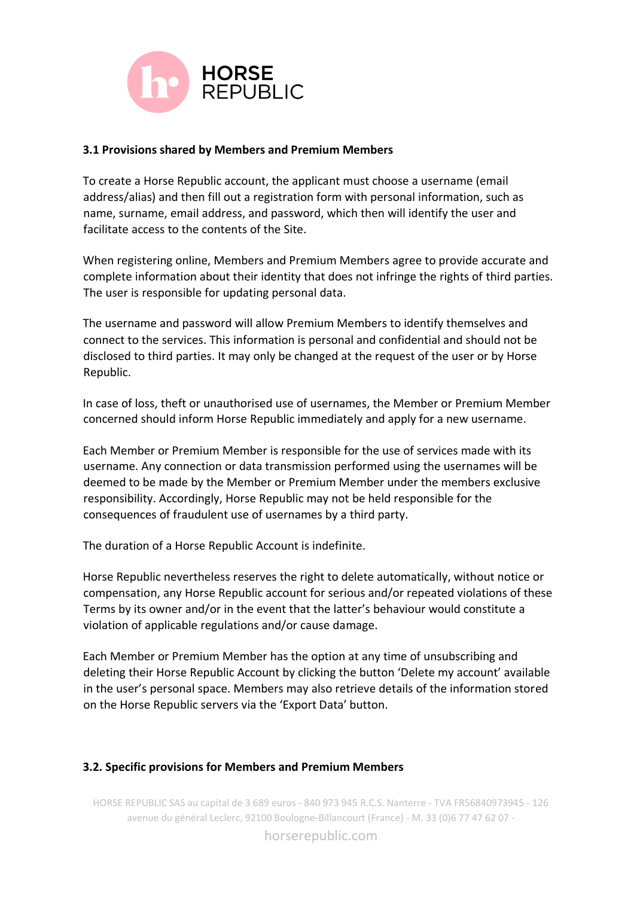### 3.1 Provisions shared by Members and Premium Members

To create a Horse Republic account, the applicant must choose a username (email address/alias) and then fill out a registration form with personal information, such as name, surname, email address, and password, which then will identify the user and facilitate access to the contents of the Site.

When registering online, Members and Premium Members agree to provide accurate and complete information about their identity that does not infringe the rights of third parties. The user is responsible for updating personal data.

The username and password will allow Premium Members to identify themselves and connect to the services. This information is personal and confidential and should not be disclosed to third parties. It may only be changed at the request of the user or by Horse Republic.

In case of loss, theft or unauthorised use of usernames, the Member or Premium Member concerned should inform Horse Republic immediately and apply for a new username.

Each Member or Premium Member is responsible for the use of services made with its username. Any connection or data transmission performed using the usernames will be deemed to be made by the Member or Premium Member under the members exclusive responsibility. Accordingly, Horse Republic may not be held responsible for the consequences of fraudulent use of usernames by a third party.

The duration of a Horse Republic Account is indefinite.

Horse Republic nevertheless reserves the right to delete automatically, without notice or compensation, any Horse Republic account for serious and/or repeated violations of these Terms by its owner and/or in the event that the latter's behaviour would constitute a violation of applicable regulations and/or cause damage.

Each Member or Premium Member has the option at any time of unsubscribing and deleting their Horse Republic Account by clicking the button 'Delete my account' available in the user's personal space. Members may also retrieve details of the information stored on the Horse Republic servers via the 'Export Data' button.

### 3.2. Specific provisions for Members and Premium Members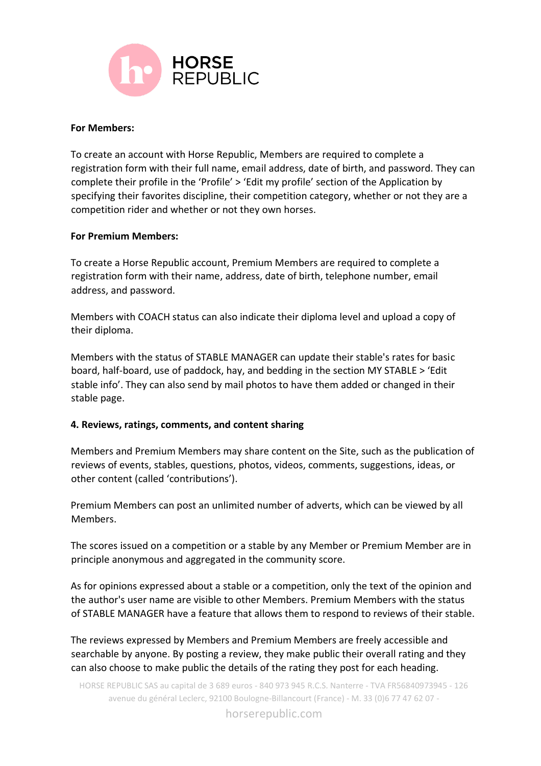**For Members:**

To create an account with Horse Republic, Members are required to complete a registration form with their full name, email address, date of birth, and password. They can complete their profile in the ‘Profile’ > ‘Edit my profile’ section of the Application by specifying their favorites discipline, their competition category, whether or not they are a competition rider and whether or not they own horses.

**For Premium Members:**

To create a Horse Republic account, Premium Members are required to complete a registration form with their name, address, date of birth, telephone number, email address, and password.

Members with COACH status can also indicate their diploma level and upload a copy of their diploma.

Members with the status of STABLE MANAGER can update their stable's rates for basic board, half-board, use of paddock, hay, and bedding in the section MY STABLE > ‘Edit stable info’. They can also send by mail photos to have them added or changed in their stable page.

**4. Reviews, ratings, comments, and content sharing**

Members and Premium Members may share content on the Site, such as the publication of reviews of events, stables, questions, photos, videos, comments, suggestions, ideas, or other content (called ‘contributions’).

Premium Members can post an unlimited number of adverts, which can be viewed by all Members.

The scores issued on a competition or a stable by any Member or Premium Member are in principle anonymous and aggregated in the community score.

As for opinions expressed about a stable or a competition, only the text of the opinion and the author's user name are visible to other Members. Premium Members with the status of STABLE MANAGER have a feature that allows them to respond to reviews of their stable.

The reviews expressed by Members and Premium Members are freely accessible and searchable by anyone. By posting a review, they make public their overall rating and they can also choose to make public the details of the rating they post for each heading.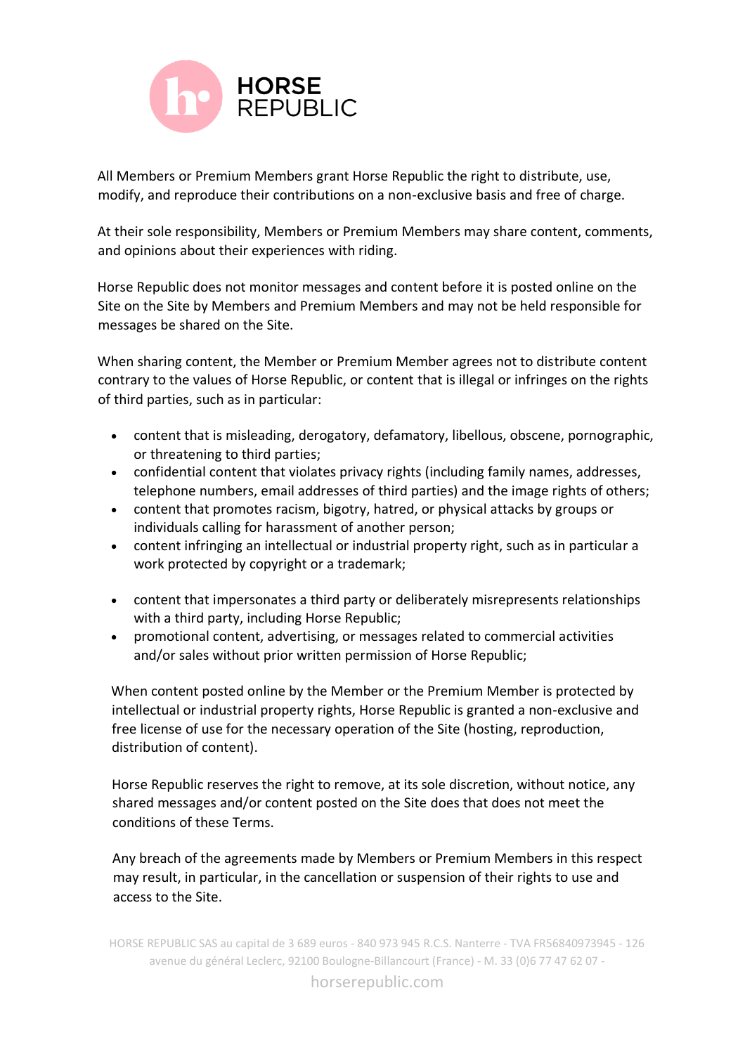All Members or Premium Members grant Horse Republic the right to distribute, use, modify, and reproduce their contributions on a non-exclusive basis and free of charge.

At their sole responsibility, Members or Premium Members may share content, comments, and opinions about their experiences with riding.

Horse Republic does not monitor messages and content before it is posted online on the Site on the Site by Members and Premium Members and may not be held responsible for messages be shared on the Site.

When sharing content, the Member or Premium Member agrees not to distribute content contrary to the values of Horse Republic, or content that is illegal or infringes on the rights of third parties, such as in particular:

- content that is misleading, derogatory, defamatory, libellous, obscene, pornographic, or threatening to third parties;
- confidential content that violates privacy rights (including family names, addresses, telephone numbers, email addresses of third parties) and the image rights of others;
- content that promotes racism, bigotry, hatred, or physical attacks by groups or individuals calling for harassment of another person;
- content infringing an intellectual or industrial property right, such as in particular a work protected by copyright or a trademark;
- content that impersonates a third party or deliberately misrepresents relationships with a third party, including Horse Republic;
- promotional content, advertising, or messages related to commercial activities and/or sales without prior written permission of Horse Republic;

When content posted online by the Member or the Premium Member is protected by intellectual or industrial property rights, Horse Republic is granted a non-exclusive and free license of use for the necessary operation of the Site (hosting, reproduction, distribution of content).

Horse Republic reserves the right to remove, at its sole discretion, without notice, any shared messages and/or content posted on the Site does that does not meet the conditions of these Terms.

Any breach of the agreements made by Members or Premium Members in this respect may result, in particular, in the cancellation or suspension of their rights to use and access to the Site.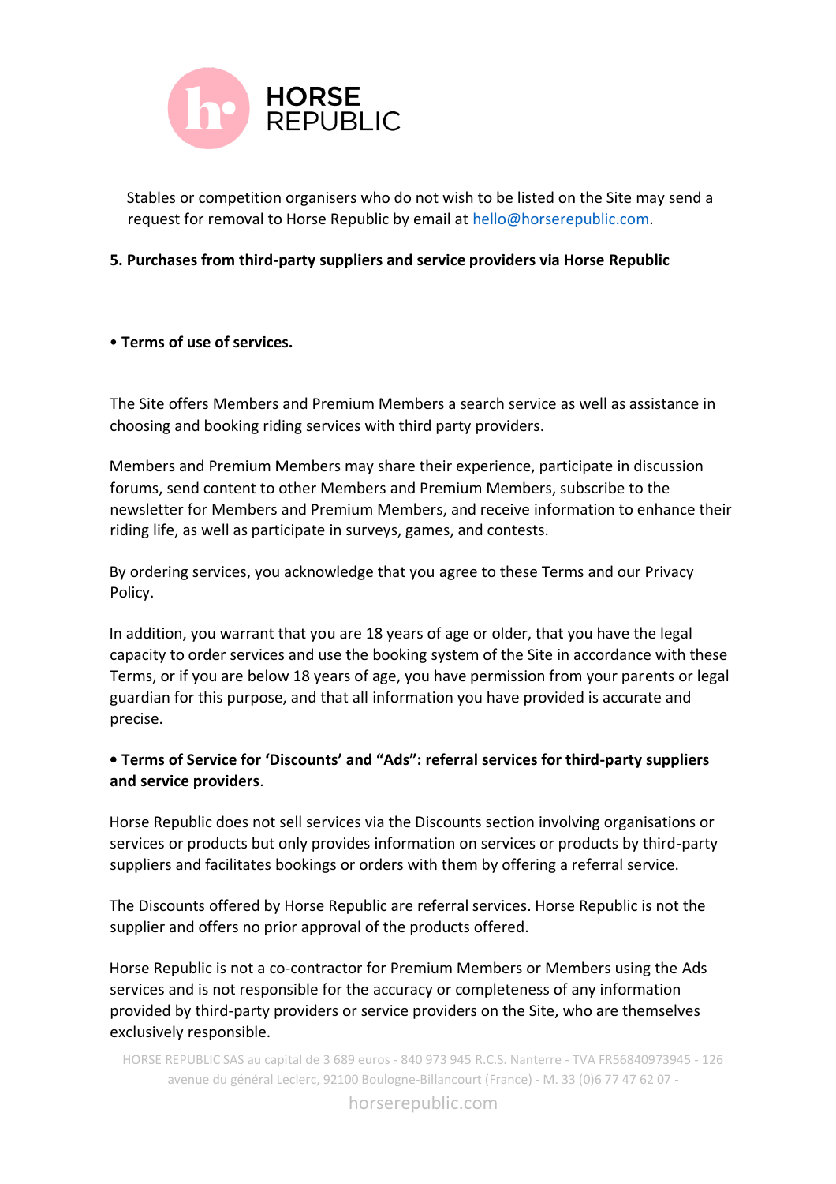Stables or competition organisers who do not wish to be listed on the Site may send a request for removal to Horse Republic by email at hello@horserepublic.com.

**5. Purchases from third-party suppliers and service providers via Horse Republic**

**• Terms of use of services.**

The Site offers Members and Premium Members a search service as well as assistance in choosing and booking riding services with third party providers.

Members and Premium Members may share their experience, participate in discussion forums, send content to other Members and Premium Members, subscribe to the newsletter for Members and Premium Members, and receive information to enhance their riding life, as well as participate in surveys, games, and contests.

By ordering services, you acknowledge that you agree to these Terms and our Privacy Policy.

In addition, you warrant that you are 18 years of age or older, that you have the legal capacity to order services and use the booking system of the Site in accordance with these Terms, or if you are below 18 years of age, you have permission from your parents or legal guardian for this purpose, and that all information you have provided is accurate and precise.

**• Terms of Service for 'Discounts' and "Ads": referral services for third-party suppliers and service providers**.

Horse Republic does not sell services via the Discounts section involving organisations or services or products but only provides information on services or products by third-party suppliers and facilitates bookings or orders with them by offering a referral service.

The Discounts offered by Horse Republic are referral services. Horse Republic is not the supplier and offers no prior approval of the products offered.

Horse Republic is not a co-contractor for Premium Members or Members using the Ads services and is not responsible for the accuracy or completeness of any information provided by third-party providers or service providers on the Site, who are themselves exclusively responsible.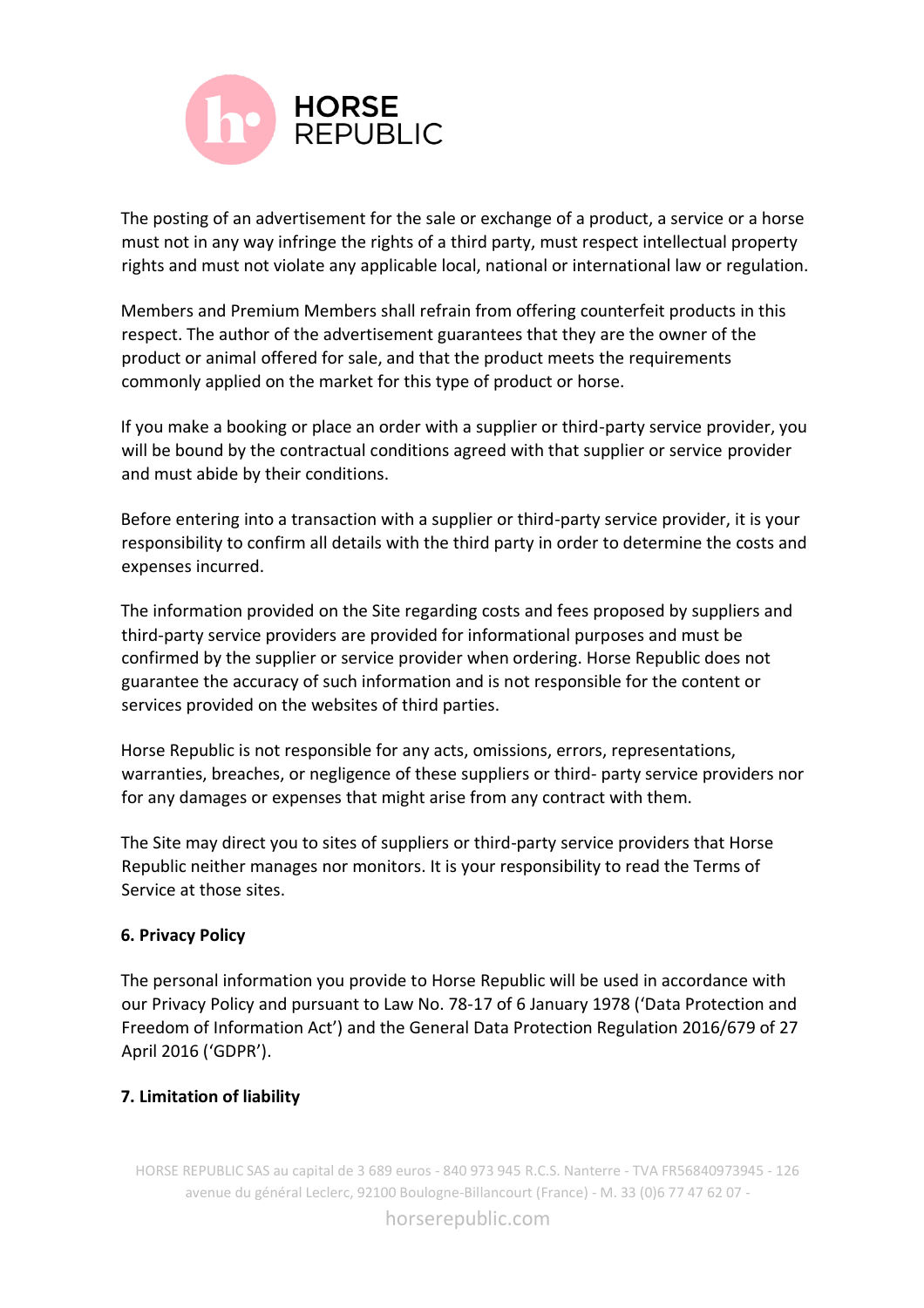The posting of an advertisement for the sale or exchange of a product, a service or a horse must not in any way infringe the rights of a third party, must respect intellectual property rights and must not violate any applicable local, national or international law or regulation.

Members and Premium Members shall refrain from offering counterfeit products in this respect. The author of the advertisement guarantees that they are the owner of the product or animal offered for sale, and that the product meets the requirements commonly applied on the market for this type of product or horse.

If you make a booking or place an order with a supplier or third-party service provider, you will be bound by the contractual conditions agreed with that supplier or service provider and must abide by their conditions.

Before entering into a transaction with a supplier or third-party service provider, it is your responsibility to confirm all details with the third party in order to determine the costs and expenses incurred.

The information provided on the Site regarding costs and fees proposed by suppliers and third-party service providers are provided for informational purposes and must be confirmed by the supplier or service provider when ordering. Horse Republic does not guarantee the accuracy of such information and is not responsible for the content or services provided on the websites of third parties.

Horse Republic is not responsible for any acts, omissions, errors, representations, warranties, breaches, or negligence of these suppliers or third- party service providers nor for any damages or expenses that might arise from any contract with them.

The Site may direct you to sites of suppliers or third-party service providers that Horse Republic neither manages nor monitors. It is your responsibility to read the Terms of Service at those sites.

**6. Privacy Policy**

The personal information you provide to Horse Republic will be used in accordance with our Privacy Policy and pursuant to Law No. 78-17 of 6 January 1978 ('Data Protection and Freedom of Information Act') and the General Data Protection Regulation 2016/679 of 27 April 2016 ('GDPR').

**7. Limitation of liability**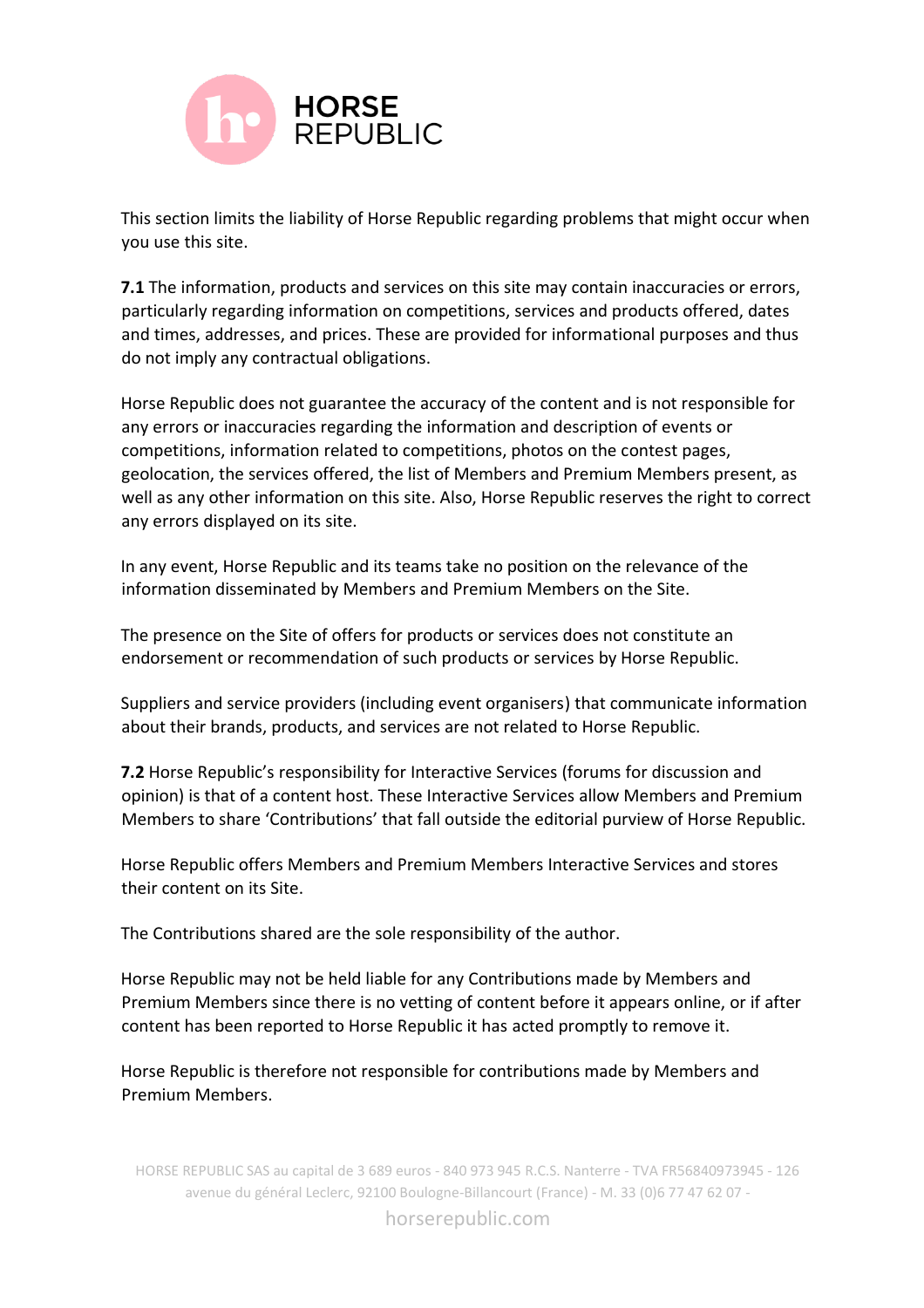This section limits the liability of Horse Republic regarding problems that might occur when you use this site.

**7.1** The information, products and services on this site may contain inaccuracies or errors, particularly regarding information on competitions, services and products offered, dates and times, addresses, and prices. These are provided for informational purposes and thus do not imply any contractual obligations.

Horse Republic does not guarantee the accuracy of the content and is not responsible for any errors or inaccuracies regarding the information and description of events or competitions, information related to competitions, photos on the contest pages, geolocation, the services offered, the list of Members and Premium Members present, as well as any other information on this site. Also, Horse Republic reserves the right to correct any errors displayed on its site.

In any event, Horse Republic and its teams take no position on the relevance of the information disseminated by Members and Premium Members on the Site.

The presence on the Site of offers for products or services does not constitute an endorsement or recommendation of such products or services by Horse Republic.

Suppliers and service providers (including event organisers) that communicate information about their brands, products, and services are not related to Horse Republic.

**7.2** Horse Republic's responsibility for Interactive Services (forums for discussion and opinion) is that of a content host. These Interactive Services allow Members and Premium Members to share 'Contributions' that fall outside the editorial purview of Horse Republic.

Horse Republic offers Members and Premium Members Interactive Services and stores their content on its Site.

The Contributions shared are the sole responsibility of the author.

Horse Republic may not be held liable for any Contributions made by Members and Premium Members since there is no vetting of content before it appears online, or if after content has been reported to Horse Republic it has acted promptly to remove it.

Horse Republic is therefore not responsible for contributions made by Members and Premium Members.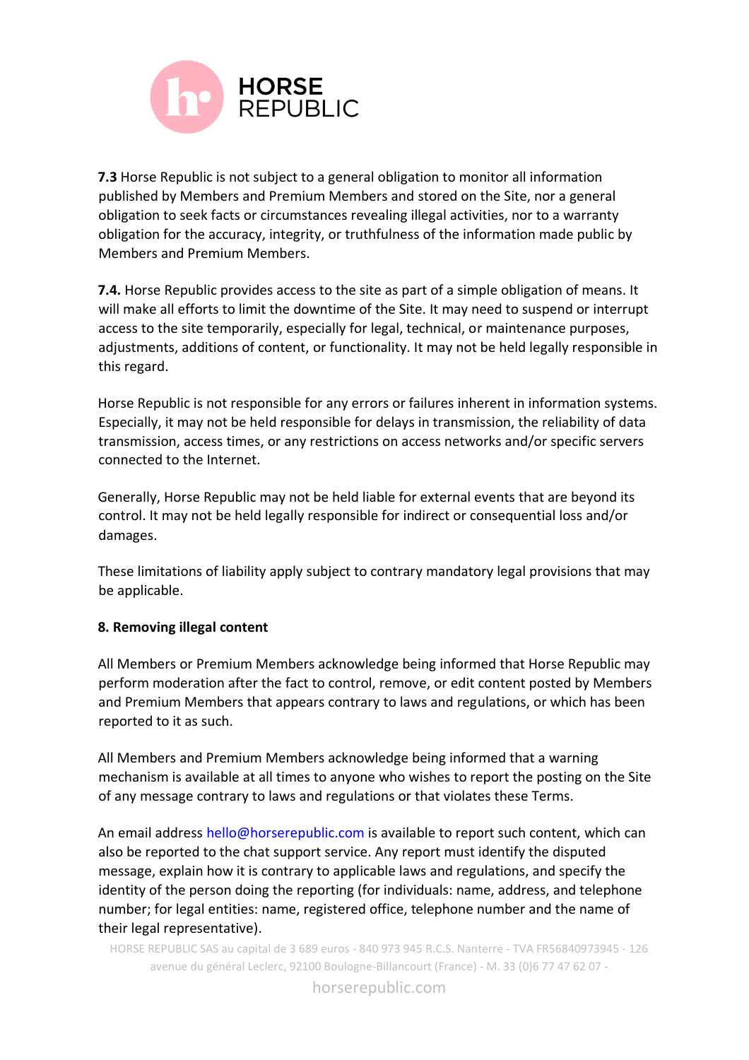**7.3** Horse Republic is not subject to a general obligation to monitor all information published by Members and Premium Members and stored on the Site, nor a general obligation to seek facts or circumstances revealing illegal activities, nor to a warranty obligation for the accuracy, integrity, or truthfulness of the information made public by Members and Premium Members.

**7.4.** Horse Republic provides access to the site as part of a simple obligation of means. It will make all efforts to limit the downtime of the Site. It may need to suspend or interrupt access to the site temporarily, especially for legal, technical, or maintenance purposes, adjustments, additions of content, or functionality. It may not be held legally responsible in this regard.

Horse Republic is not responsible for any errors or failures inherent in information systems. Especially, it may not be held responsible for delays in transmission, the reliability of data transmission, access times, or any restrictions on access networks and/or specific servers connected to the Internet.

Generally, Horse Republic may not be held liable for external events that are beyond its control. It may not be held legally responsible for indirect or consequential loss and/or damages.

These limitations of liability apply subject to contrary mandatory legal provisions that may be applicable.

**8. Removing illegal content**

All Members or Premium Members acknowledge being informed that Horse Republic may perform moderation after the fact to control, remove, or edit content posted by Members and Premium Members that appears contrary to laws and regulations, or which has been reported to it as such.

All Members and Premium Members acknowledge being informed that a warning mechanism is available at all times to anyone who wishes to report the posting on the Site of any message contrary to laws and regulations or that violates these Terms.

An email address hello@horserepublic.com is available to report such content, which can also be reported to the chat support service. Any report must identify the disputed message, explain how it is contrary to applicable laws and regulations, and specify the identity of the person doing the reporting (for individuals: name, address, and telephone number; for legal entities: name, registered office, telephone number and the name of their legal representative).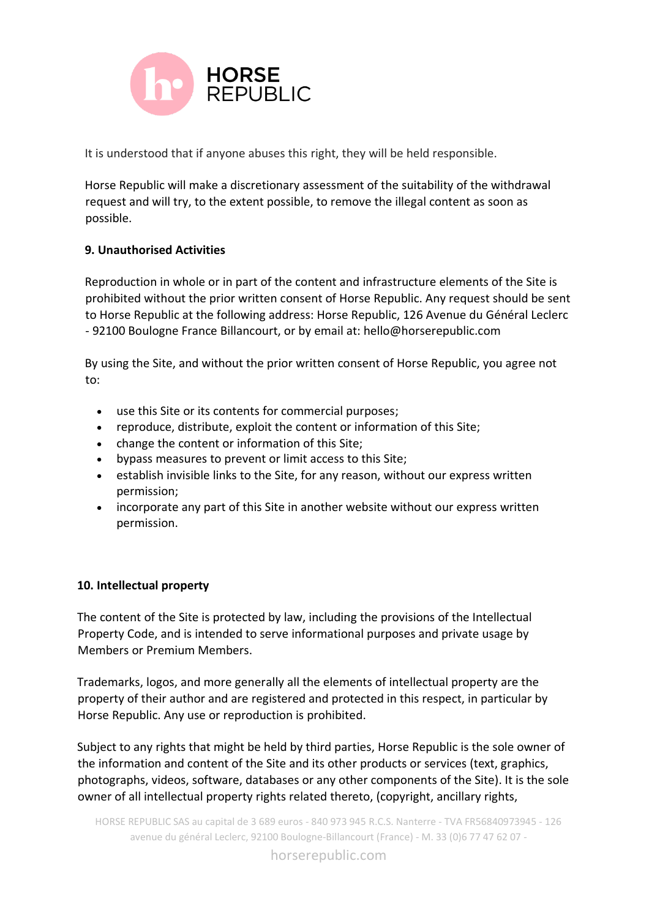It is understood that if anyone abuses this right, they will be held responsible.

Horse Republic will make a discretionary assessment of the suitability of the withdrawal request and will try, to the extent possible, to remove the illegal content as soon as possible.

**9. Unauthorised Activities**

Reproduction in whole or in part of the content and infrastructure elements of the Site is prohibited without the prior written consent of Horse Republic. Any request should be sent to Horse Republic at the following address: Horse Republic, 126 Avenue du Général Leclerc - 92100 Boulogne France Billancourt, or by email at: hello@horserepublic.com

By using the Site, and without the prior written consent of Horse Republic, you agree not to:

- use this Site or its contents for commercial purposes;
- reproduce, distribute, exploit the content or information of this Site;
- change the content or information of this Site;
- bypass measures to prevent or limit access to this Site;
- establish invisible links to the Site, for any reason, without our express written permission;
- incorporate any part of this Site in another website without our express written permission.

**10. Intellectual property**

The content of the Site is protected by law, including the provisions of the Intellectual Property Code, and is intended to serve informational purposes and private usage by Members or Premium Members.

Trademarks, logos, and more generally all the elements of intellectual property are the property of their author and are registered and protected in this respect, in particular by Horse Republic. Any use or reproduction is prohibited.

Subject to any rights that might be held by third parties, Horse Republic is the sole owner of the information and content of the Site and its other products or services (text, graphics, photographs, videos, software, databases or any other components of the Site). It is the sole owner of all intellectual property rights related thereto, (copyright, ancillary rights,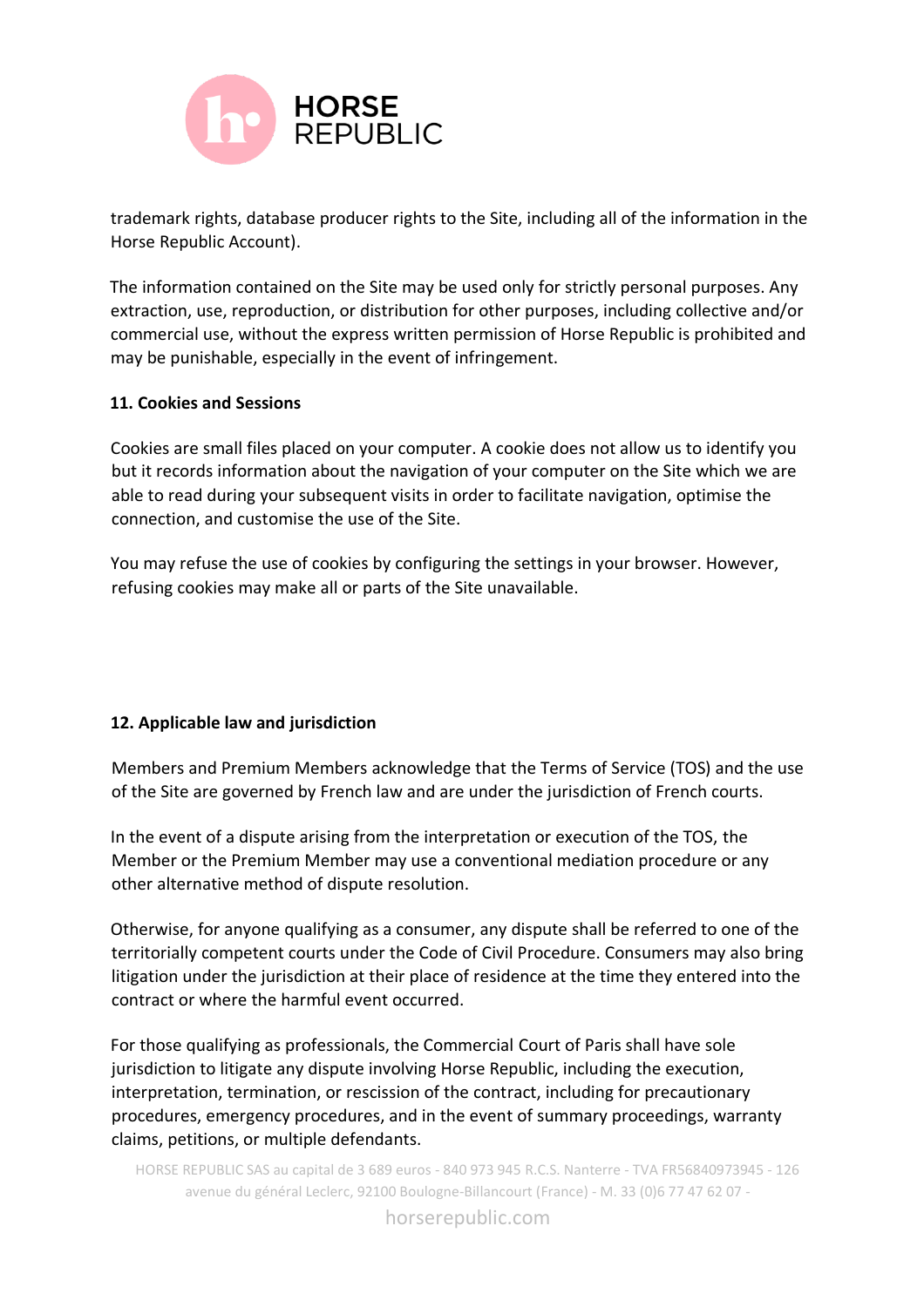trademark rights, database producer rights to the Site, including all of the information in the Horse Republic Account).

The information contained on the Site may be used only for strictly personal purposes. Any extraction, use, reproduction, or distribution for other purposes, including collective and/or commercial use, without the express written permission of Horse Republic is prohibited and may be punishable, especially in the event of infringement.

**11. Cookies and Sessions**

Cookies are small files placed on your computer. A cookie does not allow us to identify you but it records information about the navigation of your computer on the Site which we are able to read during your subsequent visits in order to facilitate navigation, optimise the connection, and customise the use of the Site.

You may refuse the use of cookies by configuring the settings in your browser. However, refusing cookies may make all or parts of the Site unavailable.

**12. Applicable law and jurisdiction**

Members and Premium Members acknowledge that the Terms of Service (TOS) and the use of the Site are governed by French law and are under the jurisdiction of French courts.

In the event of a dispute arising from the interpretation or execution of the TOS, the Member or the Premium Member may use a conventional mediation procedure or any other alternative method of dispute resolution.

Otherwise, for anyone qualifying as a consumer, any dispute shall be referred to one of the territorially competent courts under the Code of Civil Procedure. Consumers may also bring litigation under the jurisdiction at their place of residence at the time they entered into the contract or where the harmful event occurred.

For those qualifying as professionals, the Commercial Court of Paris shall have sole jurisdiction to litigate any dispute involving Horse Republic, including the execution, interpretation, termination, or rescission of the contract, including for precautionary procedures, emergency procedures, and in the event of summary proceedings, warranty claims, petitions, or multiple defendants.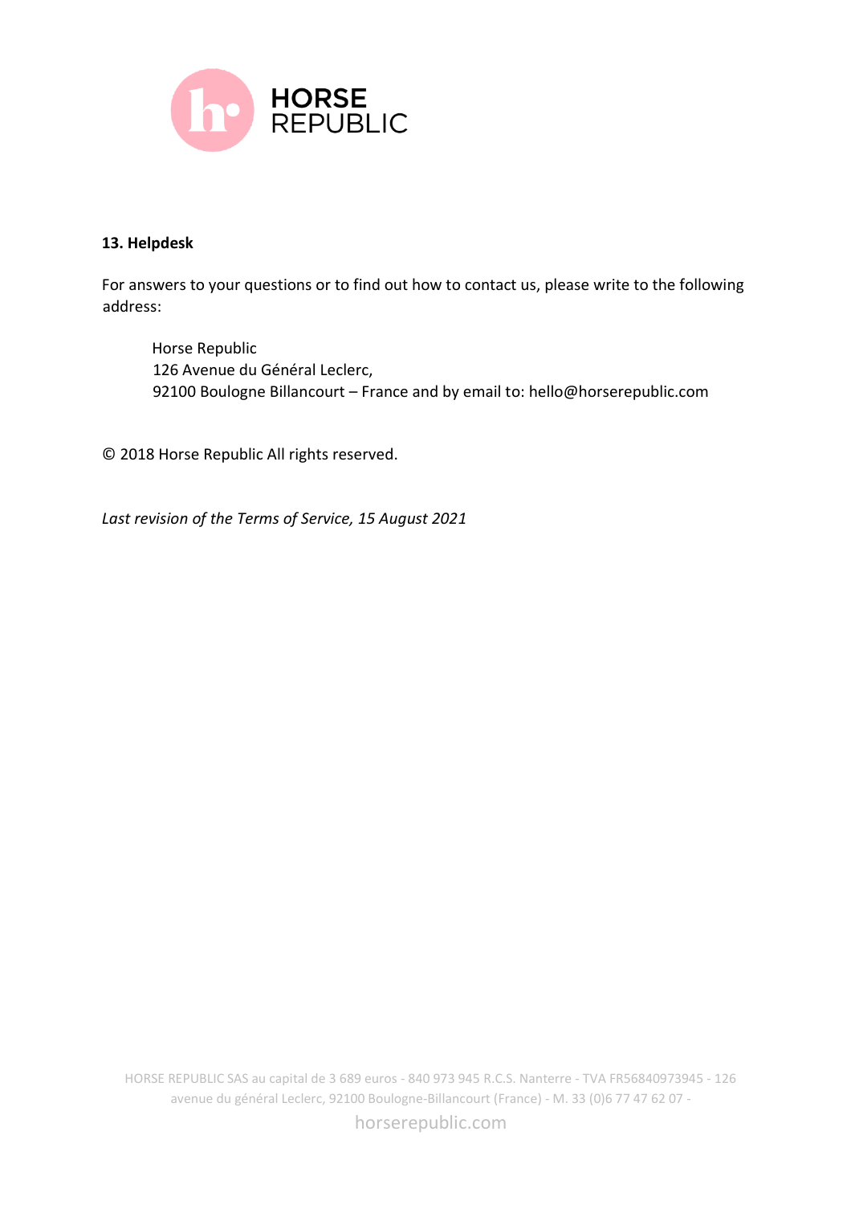**13. Helpdesk**

For answers to your questions or to find out how to contact us, please write to the following address:

> Horse Republic
> 126 Avenue du Général Leclerc,
> 92100 Boulogne Billancourt – France and by email to: hello@horserepublic.com

© 2018 Horse Republic All rights reserved.

*Last revision of the Terms of Service, 15 August 2021*